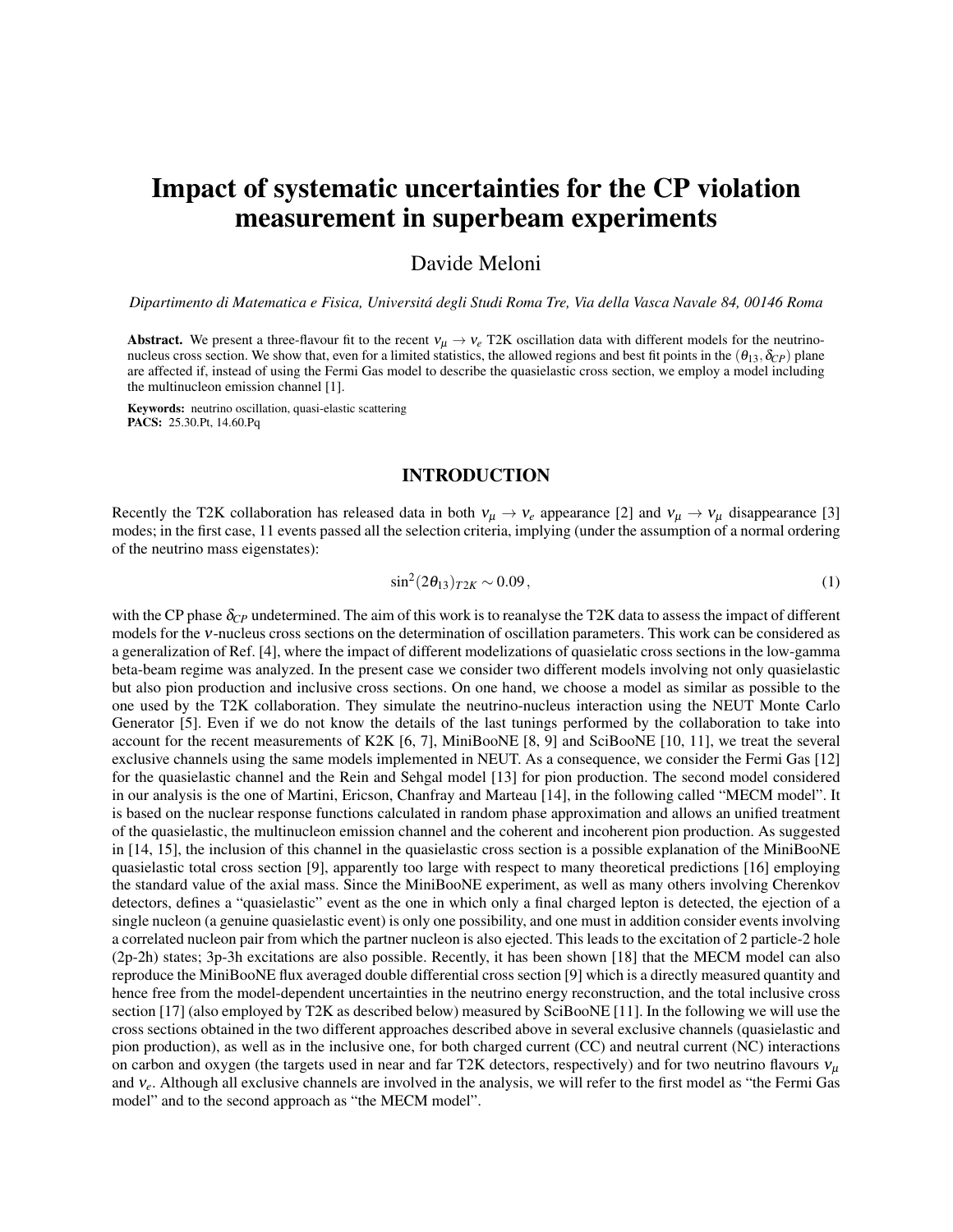# Impact of systematic uncertainties for the CP violation measurement in superbeam experiments

Davide Meloni

*Dipartimento di Matematica e Fisica, Universitá degli Studi Roma Tre, Via della Vasca Navale 84, 00146 Roma*

**Abstract.** We present a three-flavour fit to the recent $\nu_\mu \to \nu_e$ T2K oscillation data with different models for the neutrino-nucleus cross section. We show that, even for a limited statistics, the allowed regions and best fit points in the $(\theta_{13}, \delta_{CP})$ plane are affected if, instead of using the Fermi Gas model to describe the quasielastic cross section, we employ a model including the multinucleon emission channel [1].

**Keywords:** neutrino oscillation, quasi-elastic scattering
**PACS:** 25.30.Pt, 14.60.Pq

## INTRODUCTION

Recently the T2K collaboration has released data in both $\nu_\mu \to \nu_e$ appearance [2] and $\nu_\mu \to \nu_\mu$ disappearance [3] modes; in the first case, 11 events passed all the selection criteria, implying (under the assumption of a normal ordering of the neutrino mass eigenstates):

$$\sin^2(2\theta_{13})_{T2K} \sim 0.09\,, \tag{1}$$

with the CP phase $\delta_{CP}$ undetermined. The aim of this work is to reanalyse the T2K data to assess the impact of different models for the $\nu$-nucleus cross sections on the determination of oscillation parameters. This work can be considered as a generalization of Ref. [4], where the impact of different modelizations of quasielatic cross sections in the low-gamma beta-beam regime was analyzed. In the present case we consider two different models involving not only quasielastic but also pion production and inclusive cross sections. On one hand, we choose a model as similar as possible to the one used by the T2K collaboration. They simulate the neutrino-nucleus interaction using the NEUT Monte Carlo Generator [5]. Even if we do not know the details of the last tunings performed by the collaboration to take into account for the recent measurements of K2K [6, 7], MiniBooNE [8, 9] and SciBooNE [10, 11], we treat the several exclusive channels using the same models implemented in NEUT. As a consequence, we consider the Fermi Gas [12] for the quasielastic channel and the Rein and Sehgal model [13] for pion production. The second model considered in our analysis is the one of Martini, Ericson, Chanfray and Marteau [14], in the following called "MECM model". It is based on the nuclear response functions calculated in random phase approximation and allows an unified treatment of the quasielastic, the multinucleon emission channel and the coherent and incoherent pion production. As suggested in [14, 15], the inclusion of this channel in the quasielastic cross section is a possible explanation of the MiniBooNE quasielastic total cross section [9], apparently too large with respect to many theoretical predictions [16] employing the standard value of the axial mass. Since the MiniBooNE experiment, as well as many others involving Cherenkov detectors, defines a "quasielastic" event as the one in which only a final charged lepton is detected, the ejection of a single nucleon (a genuine quasielastic event) is only one possibility, and one must in addition consider events involving a correlated nucleon pair from which the partner nucleon is also ejected. This leads to the excitation of 2 particle-2 hole (2p-2h) states; 3p-3h excitations are also possible. Recently, it has been shown [18] that the MECM model can also reproduce the MiniBooNE flux averaged double differential cross section [9] which is a directly measured quantity and hence free from the model-dependent uncertainties in the neutrino energy reconstruction, and the total inclusive cross section [17] (also employed by T2K as described below) measured by SciBooNE [11]. In the following we will use the cross sections obtained in the two different approaches described above in several exclusive channels (quasielastic and pion production), as well as in the inclusive one, for both charged current (CC) and neutral current (NC) interactions on carbon and oxygen (the targets used in near and far T2K detectors, respectively) and for two neutrino flavours $\nu_\mu$ and $\nu_e$. Although all exclusive channels are involved in the analysis, we will refer to the first model as "the Fermi Gas model" and to the second approach as "the MECM model".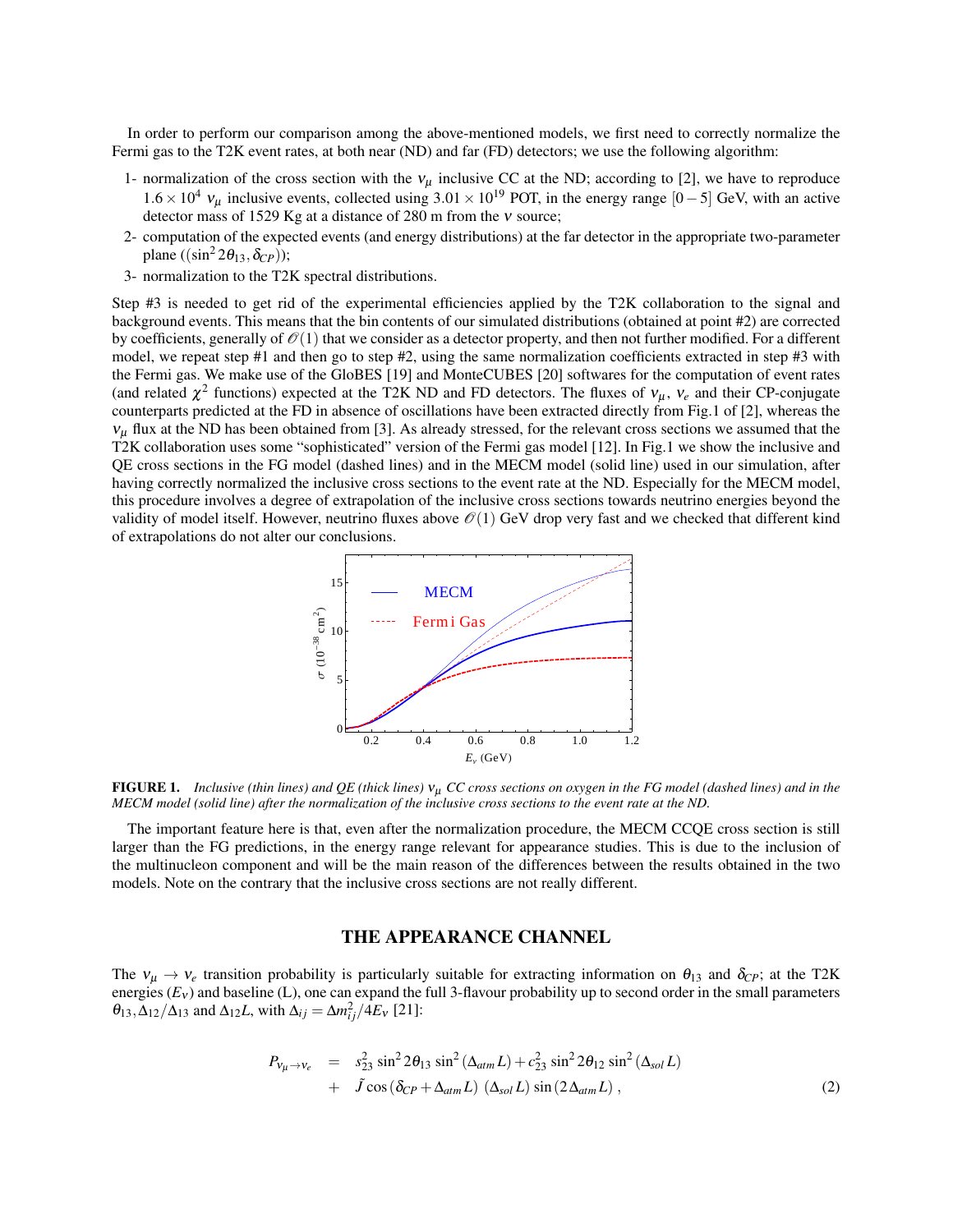In order to perform our comparison among the above-mentioned models, we first need to correctly normalize the Fermi gas to the T2K event rates, at both near (ND) and far (FD) detectors; we use the following algorithm:

1- normalization of the cross section with the $\nu_\mu$ inclusive CC at the ND; according to [2], we have to reproduce $1.6 \times 10^4$ $\nu_\mu$ inclusive events, collected using $3.01 \times 10^{19}$ POT, in the energy range $[0-5]$ GeV, with an active detector mass of 1529 Kg at a distance of 280 m from the $\nu$ source;

2- computation of the expected events (and energy distributions) at the far detector in the appropriate two-parameter plane $((\sin^2 2\theta_{13}, \delta_{CP}))$;

3- normalization to the T2K spectral distributions.

Step #3 is needed to get rid of the experimental efficiencies applied by the T2K collaboration to the signal and background events. This means that the bin contents of our simulated distributions (obtained at point #2) are corrected by coefficients, generally of $\mathcal{O}(1)$ that we consider as a detector property, and then not further modified. For a different model, we repeat step #1 and then go to step #2, using the same normalization coefficients extracted in step #3 with the Fermi gas. We make use of the GloBES [19] and MonteCUBES [20] softwares for the computation of event rates (and related $\chi^2$ functions) expected at the T2K ND and FD detectors. The fluxes of $\nu_\mu$, $\nu_e$ and their CP-conjugate counterparts predicted at the FD in absence of oscillations have been extracted directly from Fig.1 of [2], whereas the $\nu_\mu$ flux at the ND has been obtained from [3]. As already stressed, for the relevant cross sections we assumed that the T2K collaboration uses some "sophisticated" version of the Fermi gas model [12]. In Fig.1 we show the inclusive and QE cross sections in the FG model (dashed lines) and in the MECM model (solid line) used in our simulation, after having correctly normalized the inclusive cross sections to the event rate at the ND. Especially for the MECM model, this procedure involves a degree of extrapolation of the inclusive cross sections towards neutrino energies beyond the validity of model itself. However, neutrino fluxes above $\mathcal{O}(1)$ GeV drop very fast and we checked that different kind of extrapolations do not alter our conclusions.

**FIGURE 1.** *Inclusive (thin lines) and QE (thick lines) $\nu_\mu$ CC cross sections on oxygen in the FG model (dashed lines) and in the MECM model (solid line) after the normalization of the inclusive cross sections to the event rate at the ND.*

The important feature here is that, even after the normalization procedure, the MECM CCQE cross section is still larger than the FG predictions, in the energy range relevant for appearance studies. This is due to the inclusion of the multinucleon component and will be the main reason of the differences between the results obtained in the two models. Note on the contrary that the inclusive cross sections are not really different.

## THE APPEARANCE CHANNEL

The $\nu_\mu \to \nu_e$ transition probability is particularly suitable for extracting information on $\theta_{13}$ and $\delta_{CP}$; at the T2K energies ($E_\nu$) and baseline (L), one can expand the full 3-flavour probability up to second order in the small parameters $\theta_{13}, \Delta_{12}/\Delta_{13}$ and $\Delta_{12}L$, with $\Delta_{ij} = \Delta m^2_{ij}/4E_\nu$ [21]:

$$
\begin{aligned}
P_{\nu_\mu \to \nu_e} &= s^2_{23} \sin^2 2\theta_{13} \sin^2(\Delta_{atm} L) + c^2_{23} \sin^2 2\theta_{12} \sin^2(\Delta_{sol} L) \\
&+ \tilde{J} \cos(\delta_{CP} + \Delta_{atm} L)\ (\Delta_{sol} L) \sin(2\Delta_{atm} L)\,,
\end{aligned}
\tag{2}
$$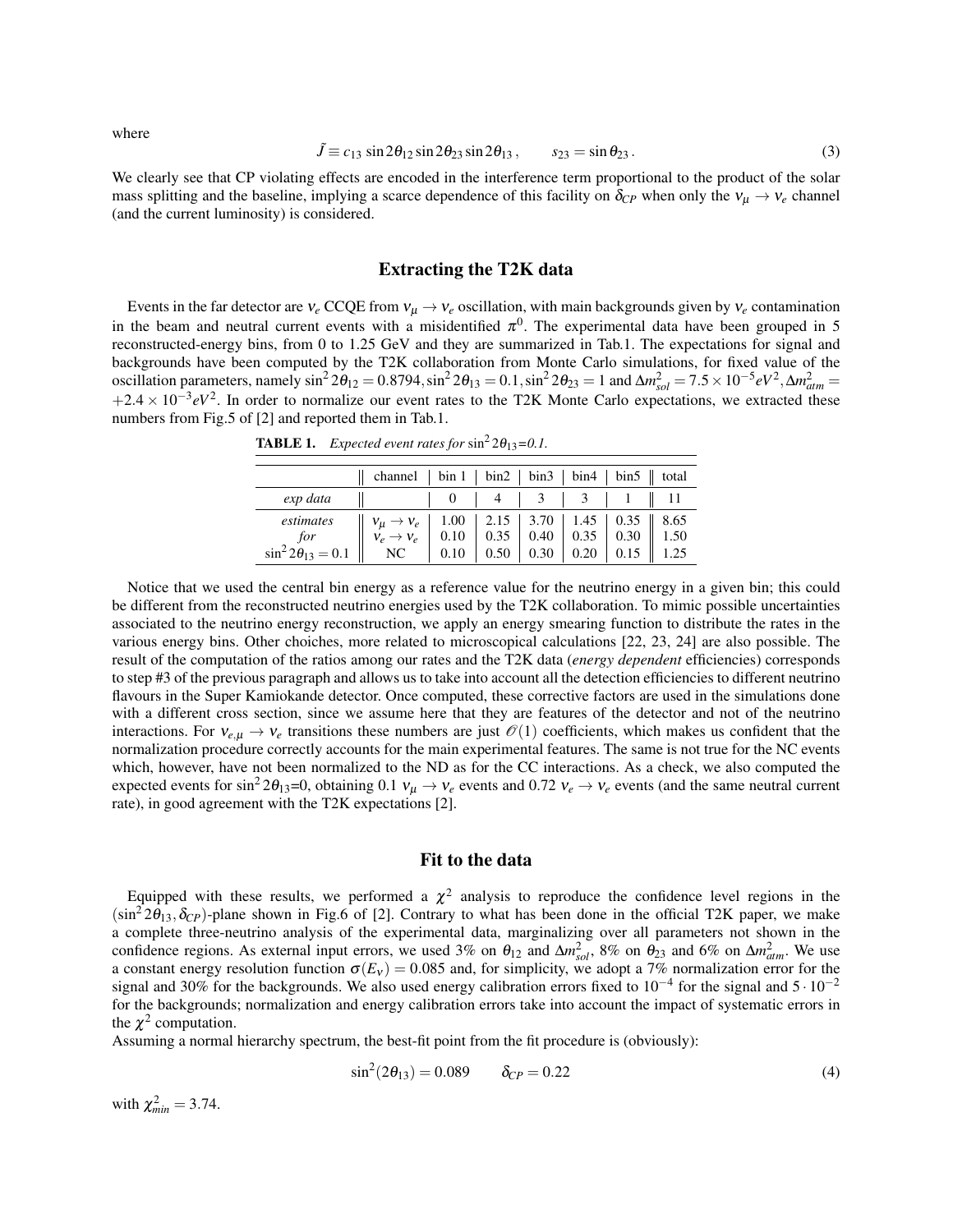where

$$\tilde{J} \equiv c_{13} \sin 2\theta_{12} \sin 2\theta_{23} \sin 2\theta_{13}\,, \qquad s_{23} = \sin\theta_{23}\,. \tag{3}$$

We clearly see that CP violating effects are encoded in the interference term proportional to the product of the solar mass splitting and the baseline, implying a scarce dependence of this facility on $\delta_{CP}$ when only the $\nu_\mu \to \nu_e$ channel (and the current luminosity) is considered.

## Extracting the T2K data

Events in the far detector are $\nu_e$ CCQE from $\nu_\mu \to \nu_e$ oscillation, with main backgrounds given by $\nu_e$ contamination in the beam and neutral current events with a misidentified $\pi^0$. The experimental data have been grouped in 5 reconstructed-energy bins, from 0 to 1.25 GeV and they are summarized in Tab.1. The expectations for signal and backgrounds have been computed by the T2K collaboration from Monte Carlo simulations, for fixed value of the oscillation parameters, namely $\sin^2 2\theta_{12} = 0.8794, \sin^2 2\theta_{13} = 0.1, \sin^2 2\theta_{23} = 1$ and $\Delta m^2_{sol} = 7.5\times 10^{-5} eV^2, \Delta m^2_{atm} = +2.4\times 10^{-3} eV^2$. In order to normalize our event rates to the T2K Monte Carlo expectations, we extracted these numbers from Fig.5 of [2] and reported them in Tab.1.

**TABLE 1.** *Expected event rates for* $\sin^2 2\theta_{13}$*=0.1.*

| | channel | bin 1 | bin2 | bin3 | bin4 | bin5 | total |
|---|---|---|---|---|---|---|---|
| *exp data* | | 0 | 4 | 3 | 3 | 1 | 11 |
| *estimates* | $\nu_\mu \to \nu_e$ | 1.00 | 2.15 | 3.70 | 1.45 | 0.35 | 8.65 |
| *for* | $\nu_e \to \nu_e$ | 0.10 | 0.35 | 0.40 | 0.35 | 0.30 | 1.50 |
| $\sin^2 2\theta_{13} = 0.1$ | NC | 0.10 | 0.50 | 0.30 | 0.20 | 0.15 | 1.25 |

Notice that we used the central bin energy as a reference value for the neutrino energy in a given bin; this could be different from the reconstructed neutrino energies used by the T2K collaboration. To mimic possible uncertainties associated to the neutrino energy reconstruction, we apply an energy smearing function to distribute the rates in the various energy bins. Other choiches, more related to microscopical calculations [22, 23, 24] are also possible. The result of the computation of the ratios among our rates and the T2K data (*energy dependent* efficiencies) corresponds to step #3 of the previous paragraph and allows us to take into account all the detection efficiencies to different neutrino flavours in the Super Kamiokande detector. Once computed, these corrective factors are used in the simulations done with a different cross section, since we assume here that they are features of the detector and not of the neutrino interactions. For $\nu_{e,\mu} \to \nu_e$ transitions these numbers are just $\mathcal{O}(1)$ coefficients, which makes us confident that the normalization procedure correctly accounts for the main experimental features. The same is not true for the NC events which, however, have not been normalized to the ND as for the CC interactions. As a check, we also computed the expected events for $\sin^2 2\theta_{13}$=0, obtaining 0.1 $\nu_\mu \to \nu_e$ events and 0.72 $\nu_e \to \nu_e$ events (and the same neutral current rate), in good agreement with the T2K expectations [2].

## Fit to the data

Equipped with these results, we performed a $\chi^2$ analysis to reproduce the confidence level regions in the $(\sin^2 2\theta_{13}, \delta_{CP})$-plane shown in Fig.6 of [2]. Contrary to what has been done in the official T2K paper, we make a complete three-neutrino analysis of the experimental data, marginalizing over all parameters not shown in the confidence regions. As external input errors, we used 3% on $\theta_{12}$ and $\Delta m^2_{sol}$, 8% on $\theta_{23}$ and 6% on $\Delta m^2_{atm}$. We use a constant energy resolution function $\sigma(E_\nu) = 0.085$ and, for simplicity, we adopt a 7% normalization error for the signal and 30% for the backgrounds. We also used energy calibration errors fixed to $10^{-4}$ for the signal and $5\cdot 10^{-2}$ for the backgrounds; normalization and energy calibration errors take into account the impact of systematic errors in the $\chi^2$ computation.

Assuming a normal hierarchy spectrum, the best-fit point from the fit procedure is (obviously):

$$\sin^2(2\theta_{13}) = 0.089 \qquad \delta_{CP} = 0.22 \tag{4}$$

with $\chi^2_{min} = 3.74$.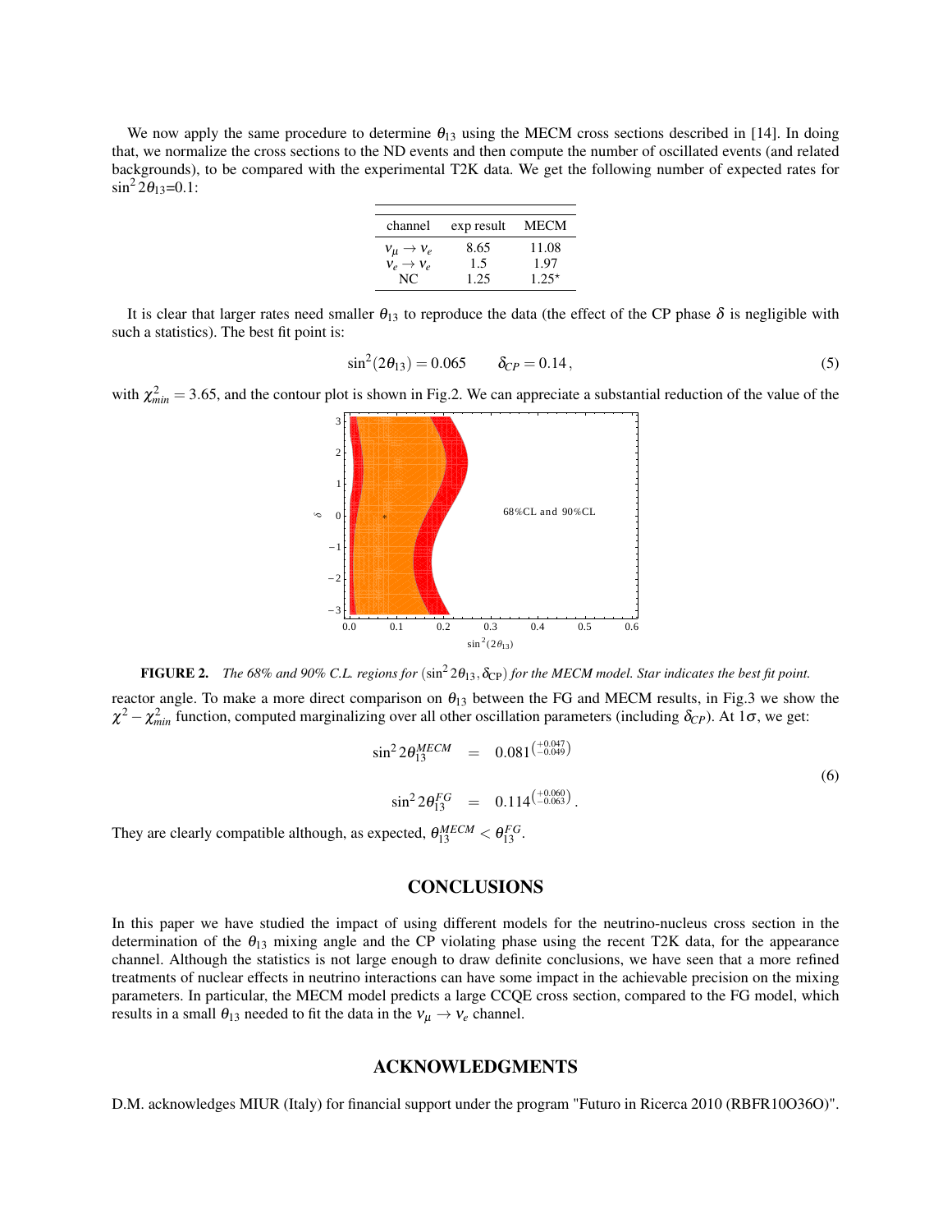We now apply the same procedure to determine $\theta_{13}$ using the MECM cross sections described in [14]. In doing that, we normalize the cross sections to the ND events and then compute the number of oscillated events (and related backgrounds), to be compared with the experimental T2K data. We get the following number of expected rates for $\sin^2 2\theta_{13}$=0.1:

| channel | exp result | MECM |
|---|---|---|
| $\nu_\mu \to \nu_e$ | 8.65 | 11.08 |
| $\nu_e \to \nu_e$ | 1.5 | 1.97 |
| NC | 1.25 | 1.25* |

It is clear that larger rates need smaller $\theta_{13}$ to reproduce the data (the effect of the CP phase $\delta$ is negligible with such a statistics). The best fit point is:

$$\sin^2(2\theta_{13}) = 0.065 \qquad \delta_{CP} = 0.14\,, \tag{5}$$

with $\chi^2_{min} = 3.65$, and the contour plot is shown in Fig.2. We can appreciate a substantial reduction of the value of the reactor angle. To make a more direct comparison on $\theta_{13}$ between the FG and MECM results, in Fig.3 we show the $\chi^2 - \chi^2_{min}$ function, computed marginalizing over all other oscillation parameters (including $\delta_{CP}$). At $1\sigma$, we get:

**FIGURE 2.** *The 68% and 90% C.L. regions for $(\sin^2 2\theta_{13}, \delta_{\rm CP})$ for the MECM model. Star indicates the best fit point.*

$$\begin{aligned} \sin^2 2\theta_{13}^{MECM} &= 0.081\left(^{+0.047}_{-0.049}\right) \\ \sin^2 2\theta_{13}^{FG} &= 0.114\left(^{+0.060}_{-0.063}\right). \end{aligned} \tag{6}$$

They are clearly compatible although, as expected, $\theta_{13}^{MECM} < \theta_{13}^{FG}$.

## CONCLUSIONS

In this paper we have studied the impact of using different models for the neutrino-nucleus cross section in the determination of the $\theta_{13}$ mixing angle and the CP violating phase using the recent T2K data, for the appearance channel. Although the statistics is not large enough to draw definite conclusions, we have seen that a more refined treatments of nuclear effects in neutrino interactions can have some impact in the achievable precision on the mixing parameters. In particular, the MECM model predicts a large CCQE cross section, compared to the FG model, which results in a small $\theta_{13}$ needed to fit the data in the $\nu_\mu \to \nu_e$ channel.

## ACKNOWLEDGMENTS

D.M. acknowledges MIUR (Italy) for financial support under the program "Futuro in Ricerca 2010 (RBFR10O36O)".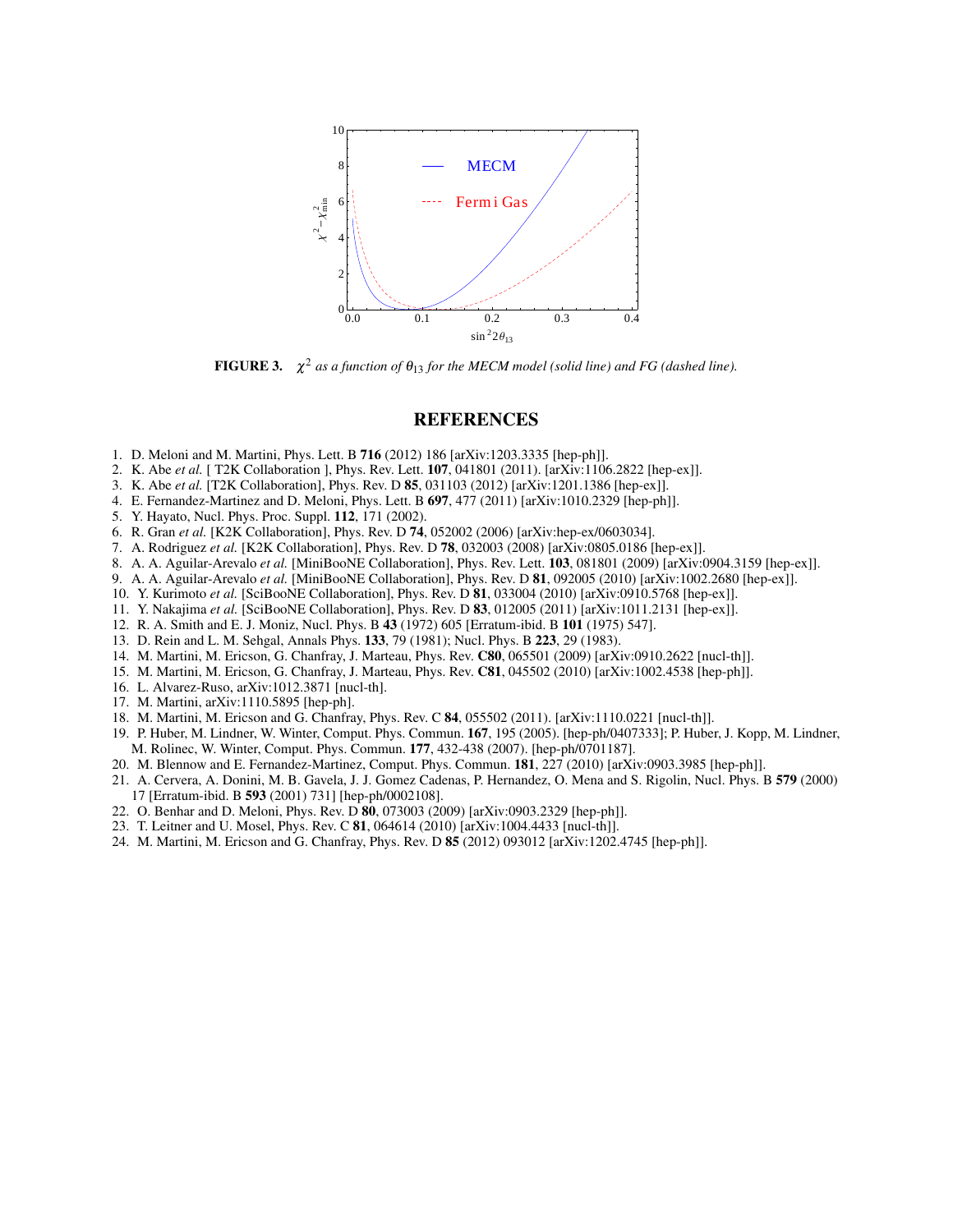10

8

6

4

2

0

0.0 0.1 0.2 0.3 0.4

$\chi^2 - \chi^2_{\min}$

$\sin^2 2\theta_{13}$

MECM

Fermi Gas

**FIGURE 3.** $\chi^2$ *as a function of* $\theta_{13}$ *for the MECM model (solid line) and FG (dashed line).*

## REFERENCES

1. D. Meloni and M. Martini, Phys. Lett. B **716** (2012) 186 [arXiv:1203.3335 [hep-ph]].
2. K. Abe *et al.* [ T2K Collaboration ], Phys. Rev. Lett. **107**, 041801 (2011). [arXiv:1106.2822 [hep-ex]].
3. K. Abe *et al.* [T2K Collaboration], Phys. Rev. D **85**, 031103 (2012) [arXiv:1201.1386 [hep-ex]].
4. E. Fernandez-Martinez and D. Meloni, Phys. Lett. B **697**, 477 (2011) [arXiv:1010.2329 [hep-ph]].
5. Y. Hayato, Nucl. Phys. Proc. Suppl. **112**, 171 (2002).
6. R. Gran *et al.* [K2K Collaboration], Phys. Rev. D **74**, 052002 (2006) [arXiv:hep-ex/0603034].
7. A. Rodriguez *et al.* [K2K Collaboration], Phys. Rev. D **78**, 032003 (2008) [arXiv:0805.0186 [hep-ex]].
8. A. A. Aguilar-Arevalo *et al.* [MiniBooNE Collaboration], Phys. Rev. Lett. **103**, 081801 (2009) [arXiv:0904.3159 [hep-ex]].
9. A. A. Aguilar-Arevalo *et al.* [MiniBooNE Collaboration], Phys. Rev. D **81**, 092005 (2010) [arXiv:1002.2680 [hep-ex]].
10. Y. Kurimoto *et al.* [SciBooNE Collaboration], Phys. Rev. D **81**, 033004 (2010) [arXiv:0910.5768 [hep-ex]].
11. Y. Nakajima *et al.* [SciBooNE Collaboration], Phys. Rev. D **83**, 012005 (2011) [arXiv:1011.2131 [hep-ex]].
12. R. A. Smith and E. J. Moniz, Nucl. Phys. B **43** (1972) 605 [Erratum-ibid. B **101** (1975) 547].
13. D. Rein and L. M. Sehgal, Annals Phys. **133**, 79 (1981); Nucl. Phys. B **223**, 29 (1983).
14. M. Martini, M. Ericson, G. Chanfray, J. Marteau, Phys. Rev. **C80**, 065501 (2009) [arXiv:0910.2622 [nucl-th]].
15. M. Martini, M. Ericson, G. Chanfray, J. Marteau, Phys. Rev. **C81**, 045502 (2010) [arXiv:1002.4538 [hep-ph]].
16. L. Alvarez-Ruso, arXiv:1012.3871 [nucl-th].
17. M. Martini, arXiv:1110.5895 [hep-ph].
18. M. Martini, M. Ericson and G. Chanfray, Phys. Rev. C **84**, 055502 (2011). [arXiv:1110.0221 [nucl-th]].
19. P. Huber, M. Lindner, W. Winter, Comput. Phys. Commun. **167**, 195 (2005). [hep-ph/0407333]; P. Huber, J. Kopp, M. Lindner, M. Rolinec, W. Winter, Comput. Phys. Commun. **177**, 432-438 (2007). [hep-ph/0701187].
20. M. Blennow and E. Fernandez-Martinez, Comput. Phys. Commun. **181**, 227 (2010) [arXiv:0903.3985 [hep-ph]].
21. A. Cervera, A. Donini, M. B. Gavela, J. J. Gomez Cadenas, P. Hernandez, O. Mena and S. Rigolin, Nucl. Phys. B **579** (2000) 17 [Erratum-ibid. B **593** (2001) 731] [hep-ph/0002108].
22. O. Benhar and D. Meloni, Phys. Rev. D **80**, 073003 (2009) [arXiv:0903.2329 [hep-ph]].
23. T. Leitner and U. Mosel, Phys. Rev. C **81**, 064614 (2010) [arXiv:1004.4433 [nucl-th]].
24. M. Martini, M. Ericson and G. Chanfray, Phys. Rev. D **85** (2012) 093012 [arXiv:1202.4745 [hep-ph]].